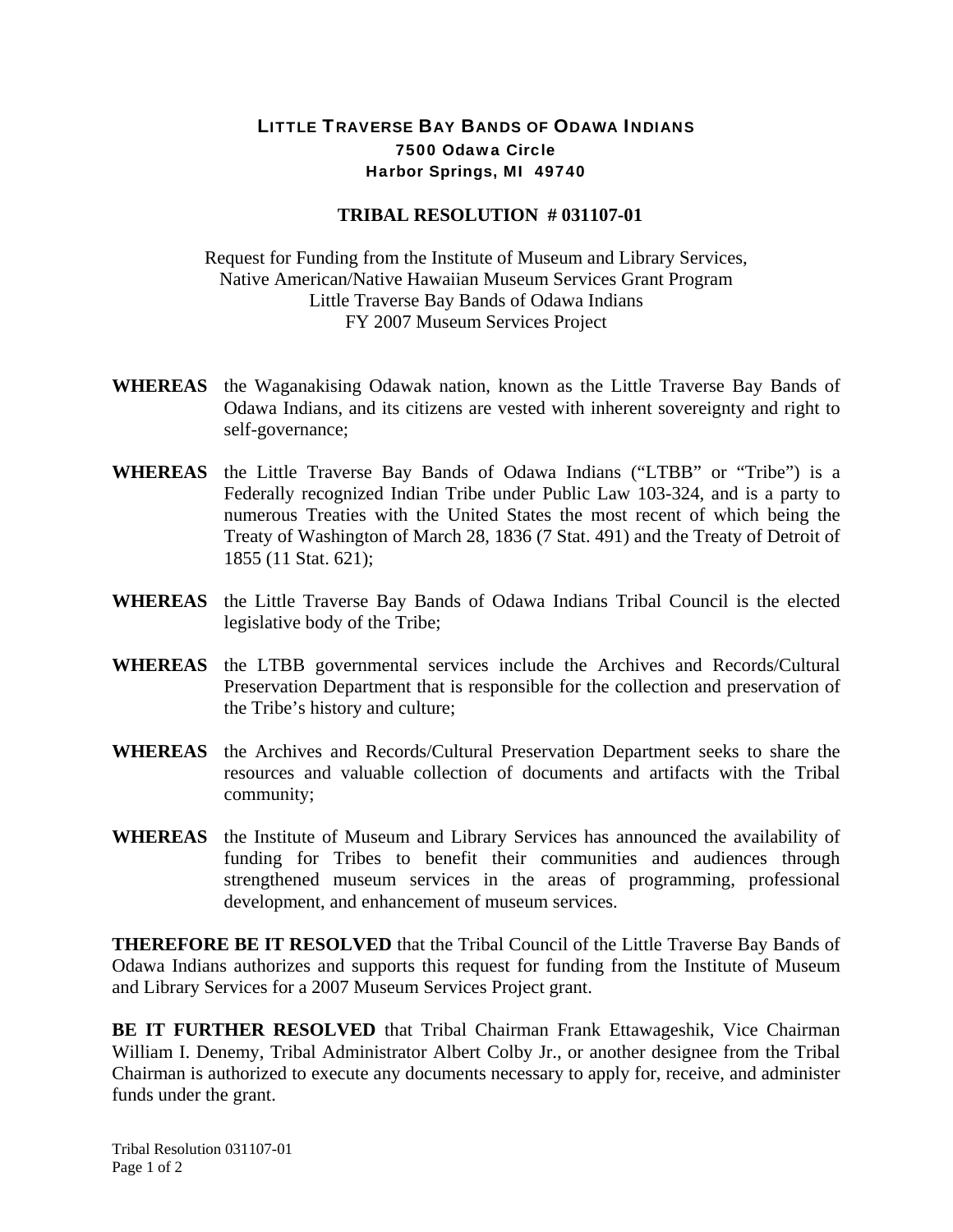# LITTLE TRAVERSE BAY BANDS OF ODAWA INDIANS

**7500 Odawa Circle**
**Harbor Springs, MI 49740**

## TRIBAL RESOLUTION # 031107-01

Request for Funding from the Institute of Museum and Library Services,
Native American/Native Hawaiian Museum Services Grant Program
Little Traverse Bay Bands of Odawa Indians
FY 2007 Museum Services Project

**WHEREAS** the Waganakising Odawak nation, known as the Little Traverse Bay Bands of Odawa Indians, and its citizens are vested with inherent sovereignty and right to self-governance;

**WHEREAS** the Little Traverse Bay Bands of Odawa Indians ("LTBB" or "Tribe") is a Federally recognized Indian Tribe under Public Law 103-324, and is a party to numerous Treaties with the United States the most recent of which being the Treaty of Washington of March 28, 1836 (7 Stat. 491) and the Treaty of Detroit of 1855 (11 Stat. 621);

**WHEREAS** the Little Traverse Bay Bands of Odawa Indians Tribal Council is the elected legislative body of the Tribe;

**WHEREAS** the LTBB governmental services include the Archives and Records/Cultural Preservation Department that is responsible for the collection and preservation of the Tribe's history and culture;

**WHEREAS** the Archives and Records/Cultural Preservation Department seeks to share the resources and valuable collection of documents and artifacts with the Tribal community;

**WHEREAS** the Institute of Museum and Library Services has announced the availability of funding for Tribes to benefit their communities and audiences through strengthened museum services in the areas of programming, professional development, and enhancement of museum services.

**THEREFORE BE IT RESOLVED** that the Tribal Council of the Little Traverse Bay Bands of Odawa Indians authorizes and supports this request for funding from the Institute of Museum and Library Services for a 2007 Museum Services Project grant.

**BE IT FURTHER RESOLVED** that Tribal Chairman Frank Ettawageshik, Vice Chairman William I. Denemy, Tribal Administrator Albert Colby Jr., or another designee from the Tribal Chairman is authorized to execute any documents necessary to apply for, receive, and administer funds under the grant.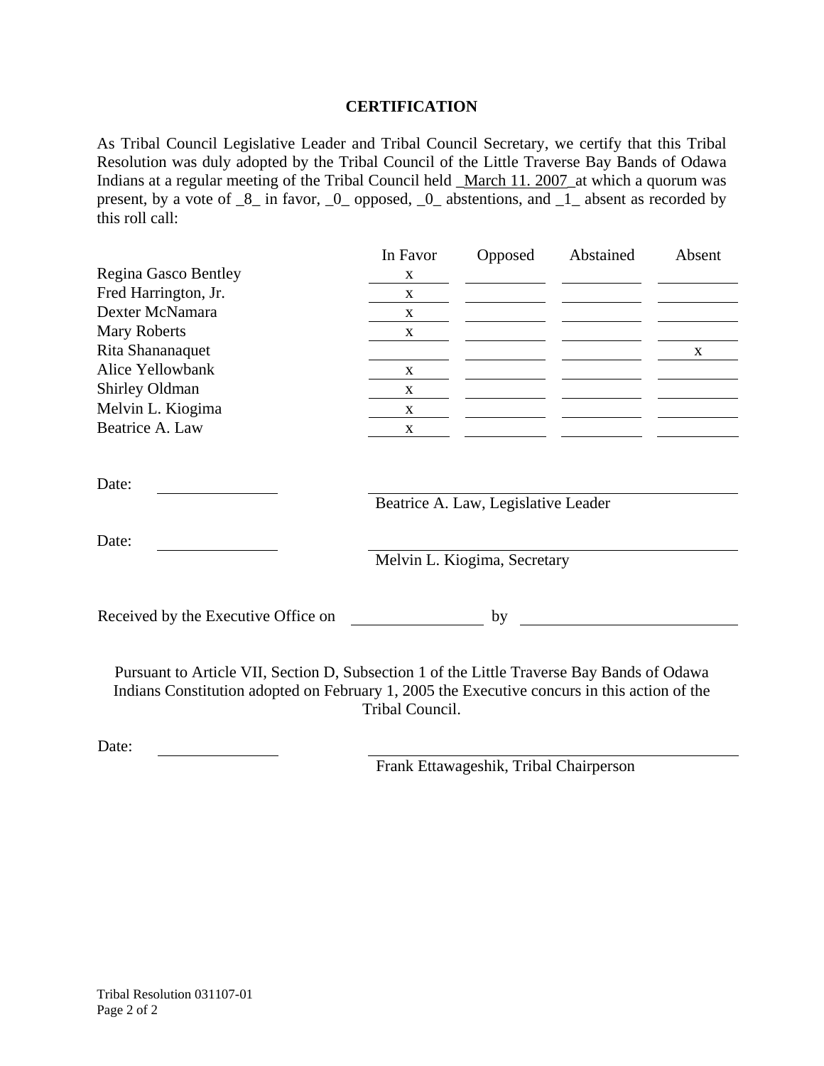**CERTIFICATION**

As Tribal Council Legislative Leader and Tribal Council Secretary, we certify that this Tribal Resolution was duly adopted by the Tribal Council of the Little Traverse Bay Bands of Odawa Indians at a regular meeting of the Tribal Council held _March 11. 2007_ at which a quorum was present, by a vote of _8_ in favor, _0_ opposed, _0_ abstentions, and _1_ absent as recorded by this roll call:

| | In Favor | Opposed | Abstained | Absent |
|---|---|---|---|---|
| Regina Gasco Bentley | x | | | |
| Fred Harrington, Jr. | x | | | |
| Dexter McNamara | x | | | |
| Mary Roberts | x | | | |
| Rita Shananaquet | | | | x |
| Alice Yellowbank | x | | | |
| Shirley Oldman | x | | | |
| Melvin L. Kiogima | x | | | |
| Beatrice A. Law | x | | | |

Date: ______________ ______________________________
Beatrice A. Law, Legislative Leader

Date: ______________ ______________________________
Melvin L. Kiogima, Secretary

Received by the Executive Office on ______________ by ______________________

Pursuant to Article VII, Section D, Subsection 1 of the Little Traverse Bay Bands of Odawa Indians Constitution adopted on February 1, 2005 the Executive concurs in this action of the Tribal Council.

Date: ______________ ______________________________
Frank Ettawageshik, Tribal Chairperson

Tribal Resolution 031107-01